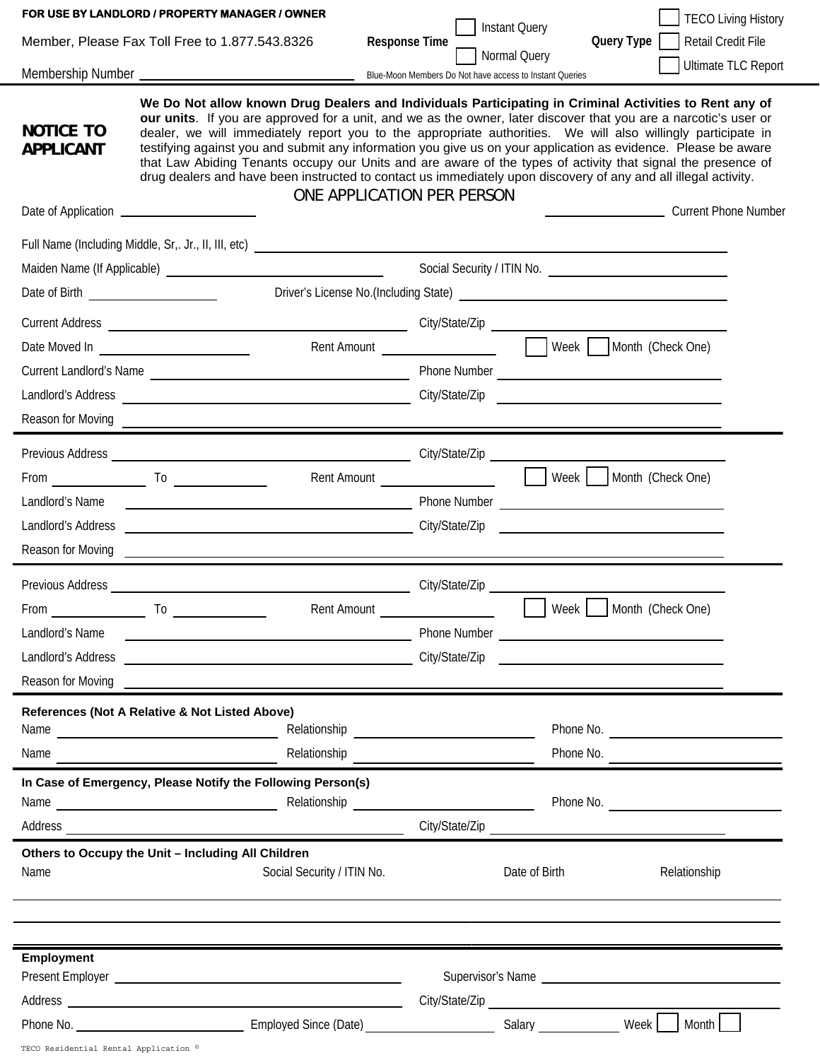**FOR USE BY LANDLORD / PROPERTY MANAGER / OWNER**

Member, Please Fax Toll Free to 1.877.543.8326

Membership Number ______________________________

**Response Time** ☐ Instant Query ☐ Normal Query

Blue-Moon Members Do Not have access to Instant Queries

**Query Type** ☐ TECO Living History ☐ Retail Credit File ☐ Ultimate TLC Report

## NOTICE TO APPLICANT

**We Do Not allow known Drug Dealers and Individuals Participating in Criminal Activities to Rent any of our units**. If you are approved for a unit, and we as the owner, later discover that you are a narcotic's user or dealer, we will immediately report you to the appropriate authorities. We will also willingly participate in testifying against you and submit any information you give us on your application as evidence. Please be aware that Law Abiding Tenants occupy our Units and are aware of the types of activity that signal the presence of drug dealers and have been instructed to contact us immediately upon discovery of any and all illegal activity.

ONE APPLICATION PER PERSON

Date of Application ____________________ ____________________ Current Phone Number

Full Name (Including Middle, Sr,. Jr., II, III, etc) ________________________________________

Maiden Name (If Applicable) ____________________ Social Security / ITIN No. ____________________

Date of Birth ____________________ Driver's License No.(Including State) ____________________

Current Address ____________________ City/State/Zip ____________________

Date Moved In ____________________ Rent Amount ____________________ ☐ Week ☐ Month (Check One)

Current Landlord's Name ____________________ Phone Number ____________________

Landlord's Address ____________________ City/State/Zip ____________________

Reason for Moving ________________________________________

---

Previous Address ____________________ City/State/Zip ____________________

From ____________ To ____________ Rent Amount ____________________ ☐ Week ☐ Month (Check One)

Landlord's Name ____________________ Phone Number ____________________

Landlord's Address ____________________ City/State/Zip ____________________

Reason for Moving ________________________________________

---

Previous Address ____________________ City/State/Zip ____________________

From ____________ To ____________ Rent Amount ____________________ ☐ Week ☐ Month (Check One)

Landlord's Name ____________________ Phone Number ____________________

Landlord's Address ____________________ City/State/Zip ____________________

Reason for Moving ________________________________________

---

**References (Not A Relative & Not Listed Above)**

Name ____________________ Relationship ____________________ Phone No. ____________________

Name ____________________ Relationship ____________________ Phone No. ____________________

---

**In Case of Emergency, Please Notify the Following Person(s)**

Name ____________________ Relationship ____________________ Phone No. ____________________

Address ____________________ City/State/Zip ____________________

---

**Others to Occupy the Unit – Including All Children**

| Name | Social Security / ITIN No. | Date of Birth | Relationship |
|---|---|---|---|
| | | | |
| | | | |
| | | | |

---

**Employment**

Present Employer ____________________ Supervisor's Name ____________________

Address ____________________ City/State/Zip ____________________

Phone No. ____________________ Employed Since (Date) ____________________ Salary ____________ Week ☐ Month ☐

TECO Residential Rental Application ©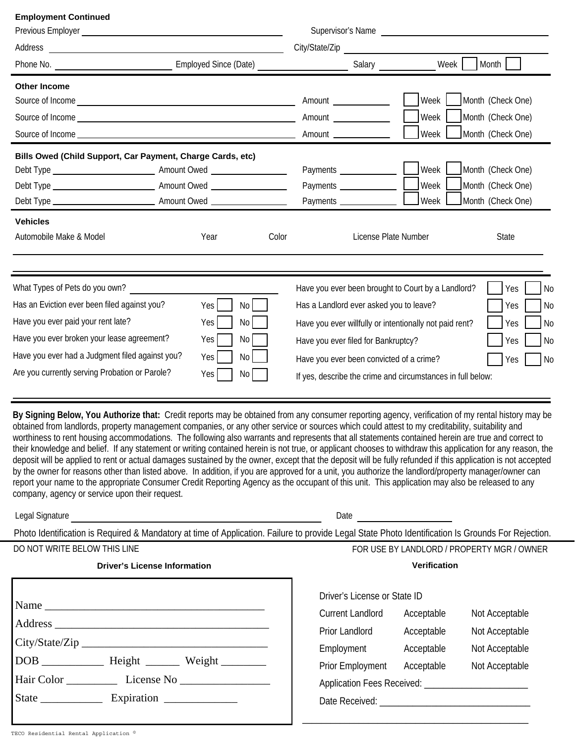**Employment Continued**

Previous Employer ______________________ Supervisor's Name ______________________

Address ______________________ City/State/Zip ______________________

Phone No. ____________ Employed Since (Date) ____________ Salary ________ Week [ ] Month [ ]

**Other Income**

Source of Income ______________________ Amount ________ [ ] Week [ ] Month (Check One)

Source of Income ______________________ Amount ________ [ ] Week [ ] Month (Check One)

Source of Income ______________________ Amount ________ [ ] Week [ ] Month (Check One)

**Bills Owed (Child Support, Car Payment, Charge Cards, etc)**

Debt Type ____________ Amount Owed ________ Payments ________ [ ] Week [ ] Month (Check One)

Debt Type ____________ Amount Owed ________ Payments ________ [ ] Week [ ] Month (Check One)

Debt Type ____________ Amount Owed ________ Payments ________ [ ] Week [ ] Month (Check One)

**Vehicles**

| Automobile Make & Model | Year | Color | License Plate Number | State |
|---|---|---|---|---|
| | | | | |
| | | | | |

What Types of Pets do you own? ______________________

Has an Eviction ever been filed against you? Yes [ ] No [ ]

Have you ever paid your rent late? Yes [ ] No [ ]

Have you ever broken your lease agreement? Yes [ ] No [ ]

Have you ever had a Judgment filed against you? Yes [ ] No [ ]

Are you currently serving Probation or Parole? Yes [ ] No [ ]

Have you ever been brought to Court by a Landlord? [ ] Yes [ ] No

Has a Landlord ever asked you to leave? [ ] Yes [ ] No

Have you ever willfully or intentionally not paid rent? [ ] Yes [ ] No

Have you ever filed for Bankruptcy? [ ] Yes [ ] No

Have you ever been convicted of a crime? [ ] Yes [ ] No

If yes, describe the crime and circumstances in full below:

______________________

**By Signing Below, You Authorize that:** Credit reports may be obtained from any consumer reporting agency, verification of my rental history may be obtained from landlords, property management companies, or any other service or sources which could attest to my creditability, suitability and worthiness to rent housing accommodations. The following also warrants and represents that all statements contained herein are true and correct to their knowledge and belief. If any statement or writing contained herein is not true, or applicant chooses to withdraw this application for any reason, the deposit will be applied to rent or actual damages sustained by the owner, except that the deposit will be fully refunded if this application is not accepted by the owner for reasons other than listed above. In addition, if you are approved for a unit, you authorize the landlord/property manager/owner can report your name to the appropriate Consumer Credit Reporting Agency as the occupant of this unit. This application may also be released to any company, agency or service upon their request.

Legal Signature ______________________ Date ____________

Photo Identification is Required & Mandatory at time of Application. Failure to provide Legal State Photo Identification Is Grounds For Rejection.

DO NOT WRITE BELOW THIS LINE — FOR USE BY LANDLORD / PROPERTY MGR / OWNER

**Driver's License Information**

Name ______________________

Address ______________________

City/State/Zip ______________________

DOB ____________ Height ________ Weight ________

Hair Color ________ License No ____________

State ____________ Expiration ____________

**Verification**

Driver's License or State ID

| | | |
|---|---|---|
| Current Landlord | Acceptable | Not Acceptable |
| Prior Landlord | Acceptable | Not Acceptable |
| Employment | Acceptable | Not Acceptable |
| Prior Employment | Acceptable | Not Acceptable |

Application Fees Received: ______________________

Date Received: ______________________

______________________

TECO Residential Rental Application ©